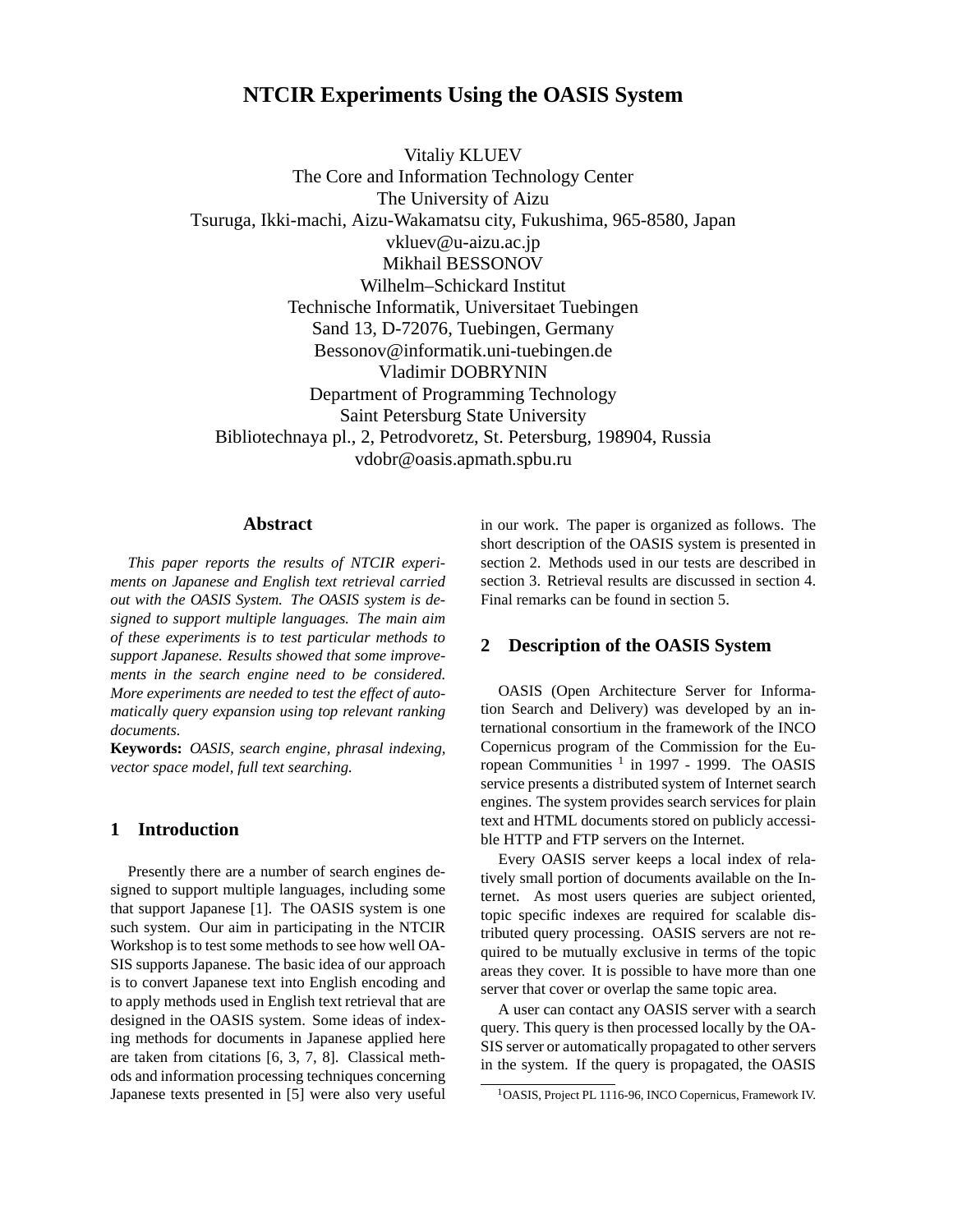# NTCIR Experiments Using the OASIS System

Vitaliy KLUEV
The Core and Information Technology Center
The University of Aizu
Tsuruga, Ikki-machi, Aizu-Wakamatsu city, Fukushima, 965-8580, Japan
vkluev@u-aizu.ac.jp

Mikhail BESSONOV
Wilhelm–Schickard Institut
Technische Informatik, Universitaet Tuebingen
Sand 13, D-72076, Tuebingen, Germany
Bessonov@informatik.uni-tuebingen.de

Vladimir DOBRYNIN
Department of Programming Technology
Saint Petersburg State University
Bibliotechnaya pl., 2, Petrodvoretz, St. Petersburg, 198904, Russia
vdobr@oasis.apmath.spbu.ru

## Abstract

*This paper reports the results of NTCIR experiments on Japanese and English text retrieval carried out with the OASIS System. The OASIS system is designed to support multiple languages. The main aim of these experiments is to test particular methods to support Japanese. Results showed that some improvements in the search engine need to be considered. More experiments are needed to test the effect of automatically query expansion using top relevant ranking documents.*

**Keywords:** *OASIS, search engine, phrasal indexing, vector space model, full text searching.*

## 1 Introduction

Presently there are a number of search engines designed to support multiple languages, including some that support Japanese [1]. The OASIS system is one such system. Our aim in participating in the NTCIR Workshop is to test some methods to see how well OASIS supports Japanese. The basic idea of our approach is to convert Japanese text into English encoding and to apply methods used in English text retrieval that are designed in the OASIS system. Some ideas of indexing methods for documents in Japanese applied here are taken from citations [6, 3, 7, 8]. Classical methods and information processing techniques concerning Japanese texts presented in [5] were also very useful in our work. The paper is organized as follows. The short description of the OASIS system is presented in section 2. Methods used in our tests are described in section 3. Retrieval results are discussed in section 4. Final remarks can be found in section 5.

## 2 Description of the OASIS System

OASIS (Open Architecture Server for Information Search and Delivery) was developed by an international consortium in the framework of the INCO Copernicus program of the Commission for the European Communities [1] in 1997 - 1999. The OASIS service presents a distributed system of Internet search engines. The system provides search services for plain text and HTML documents stored on publicly accessible HTTP and FTP servers on the Internet.

Every OASIS server keeps a local index of relatively small portion of documents available on the Internet. As most users queries are subject oriented, topic specific indexes are required for scalable distributed query processing. OASIS servers are not required to be mutually exclusive in terms of the topic areas they cover. It is possible to have more than one server that cover or overlap the same topic area.

A user can contact any OASIS server with a search query. This query is then processed locally by the OASIS server or automatically propagated to other servers in the system. If the query is propagated, the OASIS

[1] OASIS, Project PL 1116-96, INCO Copernicus, Framework IV.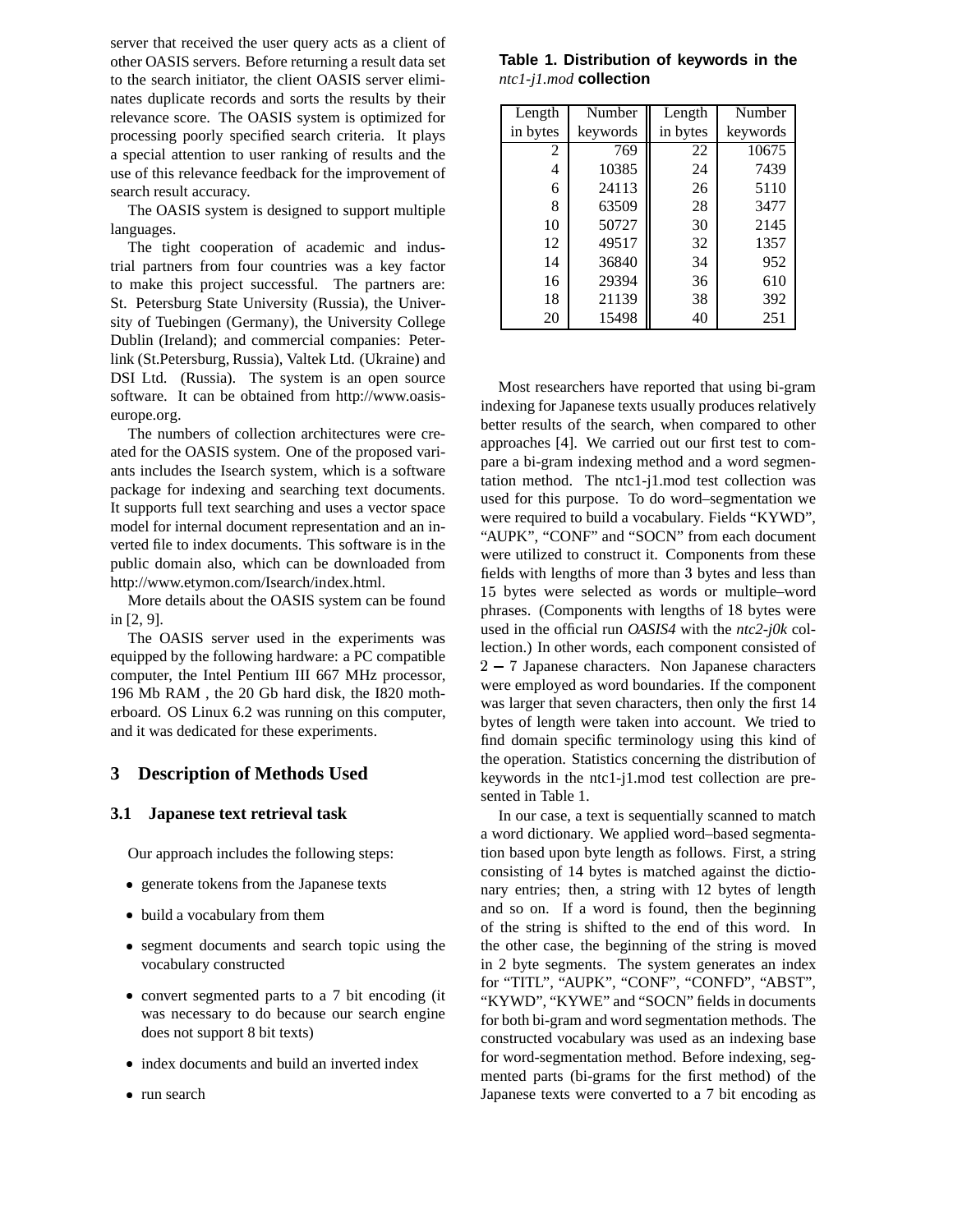server that received the user query acts as a client of other OASIS servers. Before returning a result data set to the search initiator, the client OASIS server eliminates duplicate records and sorts the results by their relevance score. The OASIS system is optimized for processing poorly specified search criteria. It plays a special attention to user ranking of results and the use of this relevance feedback for the improvement of search result accuracy.

The OASIS system is designed to support multiple languages.

The tight cooperation of academic and industrial partners from four countries was a key factor to make this project successful. The partners are: St. Petersburg State University (Russia), the University of Tuebingen (Germany), the University College Dublin (Ireland); and commercial companies: Peterlink (St.Petersburg, Russia), Valtek Ltd. (Ukraine) and DSI Ltd. (Russia). The system is an open source software. It can be obtained from http://www.oasis-europe.org.

The numbers of collection architectures were created for the OASIS system. One of the proposed variants includes the Isearch system, which is a software package for indexing and searching text documents. It supports full text searching and uses a vector space model for internal document representation and an inverted file to index documents. This software is in the public domain also, which can be downloaded from http://www.etymon.com/Isearch/index.html.

More details about the OASIS system can be found in [2, 9].

The OASIS server used in the experiments was equipped by the following hardware: a PC compatible computer, the Intel Pentium III 667 MHz processor, 196 Mb RAM , the 20 Gb hard disk, the I820 motherboard. OS Linux 6.2 was running on this computer, and it was dedicated for these experiments.

## 3 Description of Methods Used

### 3.1 Japanese text retrieval task

Our approach includes the following steps:

- generate tokens from the Japanese texts
- build a vocabulary from them
- segment documents and search topic using the vocabulary constructed
- convert segmented parts to a 7 bit encoding (it was necessary to do because our search engine does not support 8 bit texts)
- index documents and build an inverted index
- run search

**Table 1. Distribution of keywords in the *ntc1-j1.mod* collection**

| Length in bytes | Number keywords | Length in bytes | Number keywords |
|---|---|---|---|
| 2 | 769 | 22 | 10675 |
| 4 | 10385 | 24 | 7439 |
| 6 | 24113 | 26 | 5110 |
| 8 | 63509 | 28 | 3477 |
| 10 | 50727 | 30 | 2145 |
| 12 | 49517 | 32 | 1357 |
| 14 | 36840 | 34 | 952 |
| 16 | 29394 | 36 | 610 |
| 18 | 21139 | 38 | 392 |
| 20 | 15498 | 40 | 251 |

Most researchers have reported that using bi-gram indexing for Japanese texts usually produces relatively better results of the search, when compared to other approaches [4]. We carried out our first test to compare a bi-gram indexing method and a word segmentation method. The ntc1-j1.mod test collection was used for this purpose. To do word–segmentation we were required to build a vocabulary. Fields "KYWD", "AUPK", "CONF" and "SOCN" from each document were utilized to construct it. Components from these fields with lengths of more than $3$ bytes and less than $15$ bytes were selected as words or multiple–word phrases. (Components with lengths of 18 bytes were used in the official run *OASIS4* with the *ntc2-j0k* collection.) In other words, each component consisted of $2-7$ Japanese characters. Non Japanese characters were employed as word boundaries. If the component was larger that seven characters, then only the first 14 bytes of length were taken into account. We tried to find domain specific terminology using this kind of the operation. Statistics concerning the distribution of keywords in the ntc1-j1.mod test collection are presented in Table 1.

In our case, a text is sequentially scanned to match a word dictionary. We applied word–based segmentation based upon byte length as follows. First, a string consisting of 14 bytes is matched against the dictionary entries; then, a string with 12 bytes of length and so on. If a word is found, then the beginning of the string is shifted to the end of this word. In the other case, the beginning of the string is moved in 2 byte segments. The system generates an index for "TITL", "AUPK", "CONF", "CONFD", "ABST", "KYWD", "KYWE" and "SOCN" fields in documents for both bi-gram and word segmentation methods. The constructed vocabulary was used as an indexing base for word-segmentation method. Before indexing, segmented parts (bi-grams for the first method) of the Japanese texts were converted to a 7 bit encoding as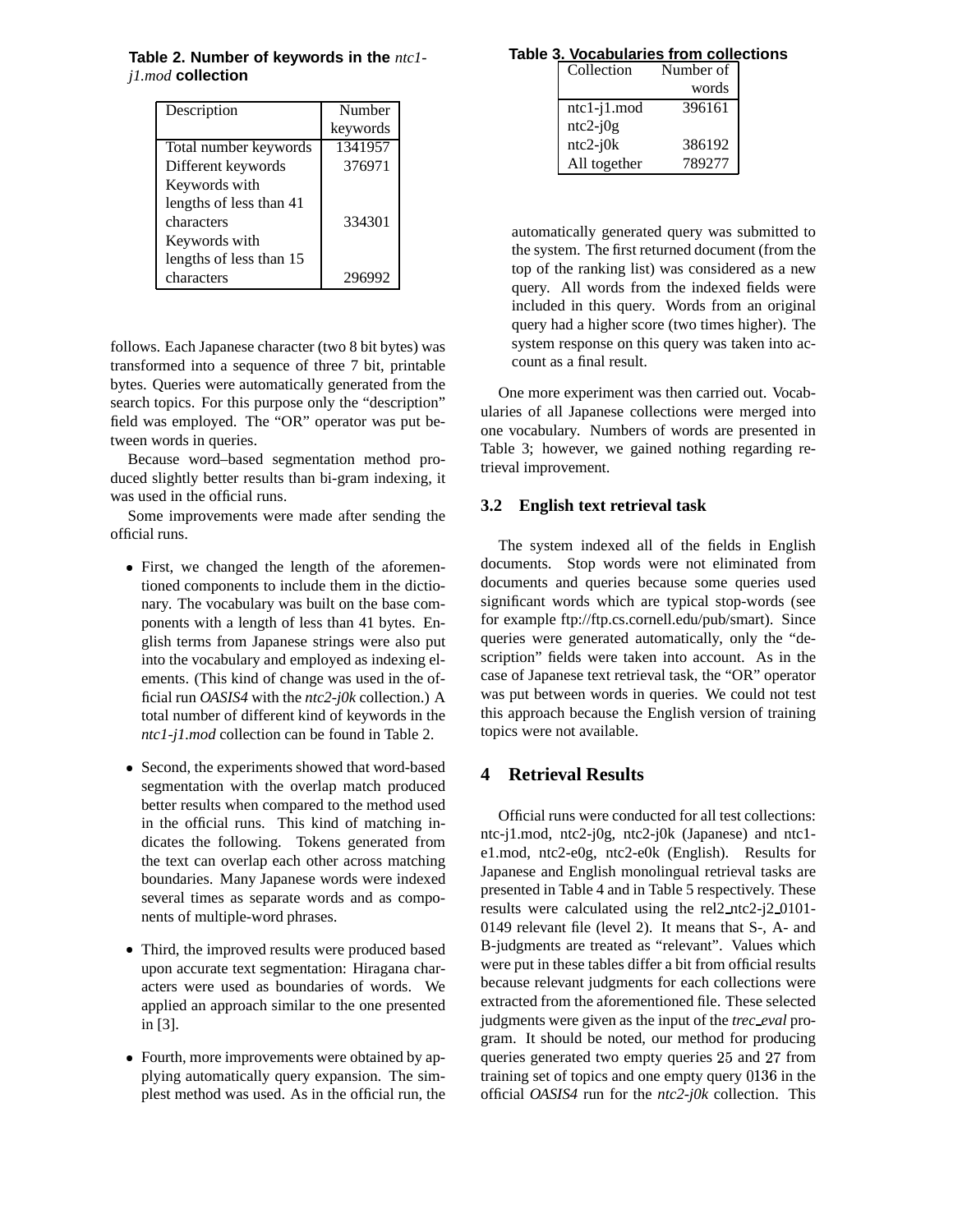**Table 2. Number of keywords in the *ntc1-j1.mod* collection**

| Description | Number keywords |
|---|---|
| Total number keywords | 1341957 |
| Different keywords | 376971 |
| Keywords with lengths of less than 41 characters | 334301 |
| Keywords with lengths of less than 15 characters | 296992 |

follows. Each Japanese character (two 8 bit bytes) was transformed into a sequence of three 7 bit, printable bytes. Queries were automatically generated from the search topics. For this purpose only the "description" field was employed. The "OR" operator was put between words in queries.

Because word–based segmentation method produced slightly better results than bi-gram indexing, it was used in the official runs.

Some improvements were made after sending the official runs.

- First, we changed the length of the aforementioned components to include them in the dictionary. The vocabulary was built on the base components with a length of less than 41 bytes. English terms from Japanese strings were also put into the vocabulary and employed as indexing elements. (This kind of change was used in the official run *OASIS4* with the *ntc2-j0k* collection.) A total number of different kind of keywords in the *ntc1-j1.mod* collection can be found in Table 2.
- Second, the experiments showed that word-based segmentation with the overlap match produced better results when compared to the method used in the official runs. This kind of matching indicates the following. Tokens generated from the text can overlap each other across matching boundaries. Many Japanese words were indexed several times as separate words and as components of multiple-word phrases.
- Third, the improved results were produced based upon accurate text segmentation: Hiragana characters were used as boundaries of words. We applied an approach similar to the one presented in [3].
- Fourth, more improvements were obtained by applying automatically query expansion. The simplest method was used. As in the official run, the automatically generated query was submitted to the system. The first returned document (from the top of the ranking list) was considered as a new query. All words from the indexed fields were included in this query. Words from an original query had a higher score (two times higher). The system response on this query was taken into account as a final result.

**Table 3. Vocabularies from collections**

| Collection | Number of words |
|---|---|
| ntc1-j1.mod | 396161 |
| ntc2-j0g | |
| ntc2-j0k | 386192 |
| All together | 789277 |

One more experiment was then carried out. Vocabularies of all Japanese collections were merged into one vocabulary. Numbers of words are presented in Table 3; however, we gained nothing regarding retrieval improvement.

### 3.2 English text retrieval task

The system indexed all of the fields in English documents. Stop words were not eliminated from documents and queries because some queries used significant words which are typical stop-words (see for example ftp://ftp.cs.cornell.edu/pub/smart). Since queries were generated automatically, only the "description" fields were taken into account. As in the case of Japanese text retrieval task, the "OR" operator was put between words in queries. We could not test this approach because the English version of training topics were not available.

## 4 Retrieval Results

Official runs were conducted for all test collections: ntc-j1.mod, ntc2-j0g, ntc2-j0k (Japanese) and ntc1-e1.mod, ntc2-e0g, ntc2-e0k (English). Results for Japanese and English monolingual retrieval tasks are presented in Table 4 and in Table 5 respectively. These results were calculated using the rel2_ntc2-j2_0101-0149 relevant file (level 2). It means that S-, A- and B-judgments are treated as "relevant". Values which were put in these tables differ a bit from official results because relevant judgments for each collections were extracted from the aforementioned file. These selected judgments were given as the input of the *trec_eval* program. It should be noted, our method for producing queries generated two empty queries 25 and 27 from training set of topics and one empty query 0136 in the official *OASIS4* run for the *ntc2-j0k* collection. This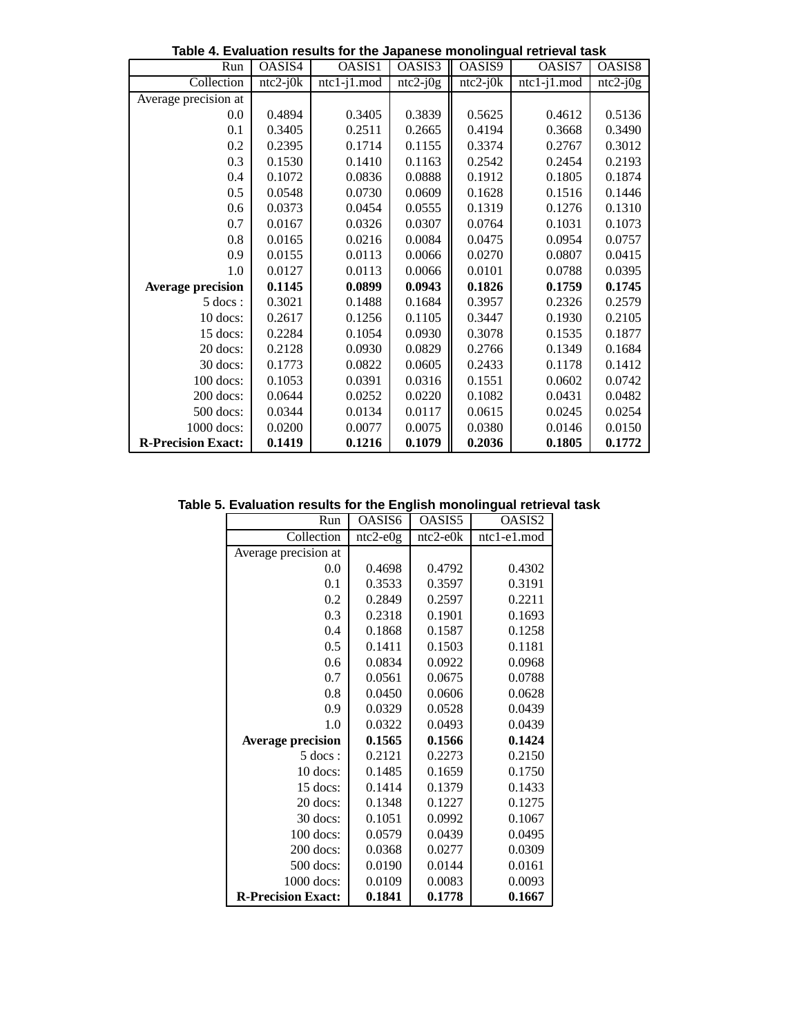**Table 4. Evaluation results for the Japanese monolingual retrieval task**

| Run | OASIS4 | OASIS1 | OASIS3 | OASIS9 | OASIS7 | OASIS8 |
|---|---|---|---|---|---|---|
| Collection | ntc2-j0k | ntc1-j1.mod | ntc2-j0g | ntc2-j0k | ntc1-j1.mod | ntc2-j0g |
| Average precision at | | | | | | |
| 0.0 | 0.4894 | 0.3405 | 0.3839 | 0.5625 | 0.4612 | 0.5136 |
| 0.1 | 0.3405 | 0.2511 | 0.2665 | 0.4194 | 0.3668 | 0.3490 |
| 0.2 | 0.2395 | 0.1714 | 0.1155 | 0.3374 | 0.2767 | 0.3012 |
| 0.3 | 0.1530 | 0.1410 | 0.1163 | 0.2542 | 0.2454 | 0.2193 |
| 0.4 | 0.1072 | 0.0836 | 0.0888 | 0.1912 | 0.1805 | 0.1874 |
| 0.5 | 0.0548 | 0.0730 | 0.0609 | 0.1628 | 0.1516 | 0.1446 |
| 0.6 | 0.0373 | 0.0454 | 0.0555 | 0.1319 | 0.1276 | 0.1310 |
| 0.7 | 0.0167 | 0.0326 | 0.0307 | 0.0764 | 0.1031 | 0.1073 |
| 0.8 | 0.0165 | 0.0216 | 0.0084 | 0.0475 | 0.0954 | 0.0757 |
| 0.9 | 0.0155 | 0.0113 | 0.0066 | 0.0270 | 0.0807 | 0.0415 |
| 1.0 | 0.0127 | 0.0113 | 0.0066 | 0.0101 | 0.0788 | 0.0395 |
| **Average precision** | **0.1145** | **0.0899** | **0.0943** | **0.1826** | **0.1759** | **0.1745** |
| 5 docs : | 0.3021 | 0.1488 | 0.1684 | 0.3957 | 0.2326 | 0.2579 |
| 10 docs: | 0.2617 | 0.1256 | 0.1105 | 0.3447 | 0.1930 | 0.2105 |
| 15 docs: | 0.2284 | 0.1054 | 0.0930 | 0.3078 | 0.1535 | 0.1877 |
| 20 docs: | 0.2128 | 0.0930 | 0.0829 | 0.2766 | 0.1349 | 0.1684 |
| 30 docs: | 0.1773 | 0.0822 | 0.0605 | 0.2433 | 0.1178 | 0.1412 |
| 100 docs: | 0.1053 | 0.0391 | 0.0316 | 0.1551 | 0.0602 | 0.0742 |
| 200 docs: | 0.0644 | 0.0252 | 0.0220 | 0.1082 | 0.0431 | 0.0482 |
| 500 docs: | 0.0344 | 0.0134 | 0.0117 | 0.0615 | 0.0245 | 0.0254 |
| 1000 docs: | 0.0200 | 0.0077 | 0.0075 | 0.0380 | 0.0146 | 0.0150 |
| **R-Precision Exact:** | **0.1419** | **0.1216** | **0.1079** | **0.2036** | **0.1805** | **0.1772** |

**Table 5. Evaluation results for the English monolingual retrieval task**

| Run | OASIS6 | OASIS5 | OASIS2 |
|---|---|---|---|
| Collection | ntc2-e0g | ntc2-e0k | ntc1-e1.mod |
| Average precision at | | | |
| 0.0 | 0.4698 | 0.4792 | 0.4302 |
| 0.1 | 0.3533 | 0.3597 | 0.3191 |
| 0.2 | 0.2849 | 0.2597 | 0.2211 |
| 0.3 | 0.2318 | 0.1901 | 0.1693 |
| 0.4 | 0.1868 | 0.1587 | 0.1258 |
| 0.5 | 0.1411 | 0.1503 | 0.1181 |
| 0.6 | 0.0834 | 0.0922 | 0.0968 |
| 0.7 | 0.0561 | 0.0675 | 0.0788 |
| 0.8 | 0.0450 | 0.0606 | 0.0628 |
| 0.9 | 0.0329 | 0.0528 | 0.0439 |
| 1.0 | 0.0322 | 0.0493 | 0.0439 |
| **Average precision** | **0.1565** | **0.1566** | **0.1424** |
| 5 docs : | 0.2121 | 0.2273 | 0.2150 |
| 10 docs: | 0.1485 | 0.1659 | 0.1750 |
| 15 docs: | 0.1414 | 0.1379 | 0.1433 |
| 20 docs: | 0.1348 | 0.1227 | 0.1275 |
| 30 docs: | 0.1051 | 0.0992 | 0.1067 |
| 100 docs: | 0.0579 | 0.0439 | 0.0495 |
| 200 docs: | 0.0368 | 0.0277 | 0.0309 |
| 500 docs: | 0.0190 | 0.0144 | 0.0161 |
| 1000 docs: | 0.0109 | 0.0083 | 0.0093 |
| **R-Precision Exact:** | **0.1841** | **0.1778** | **0.1667** |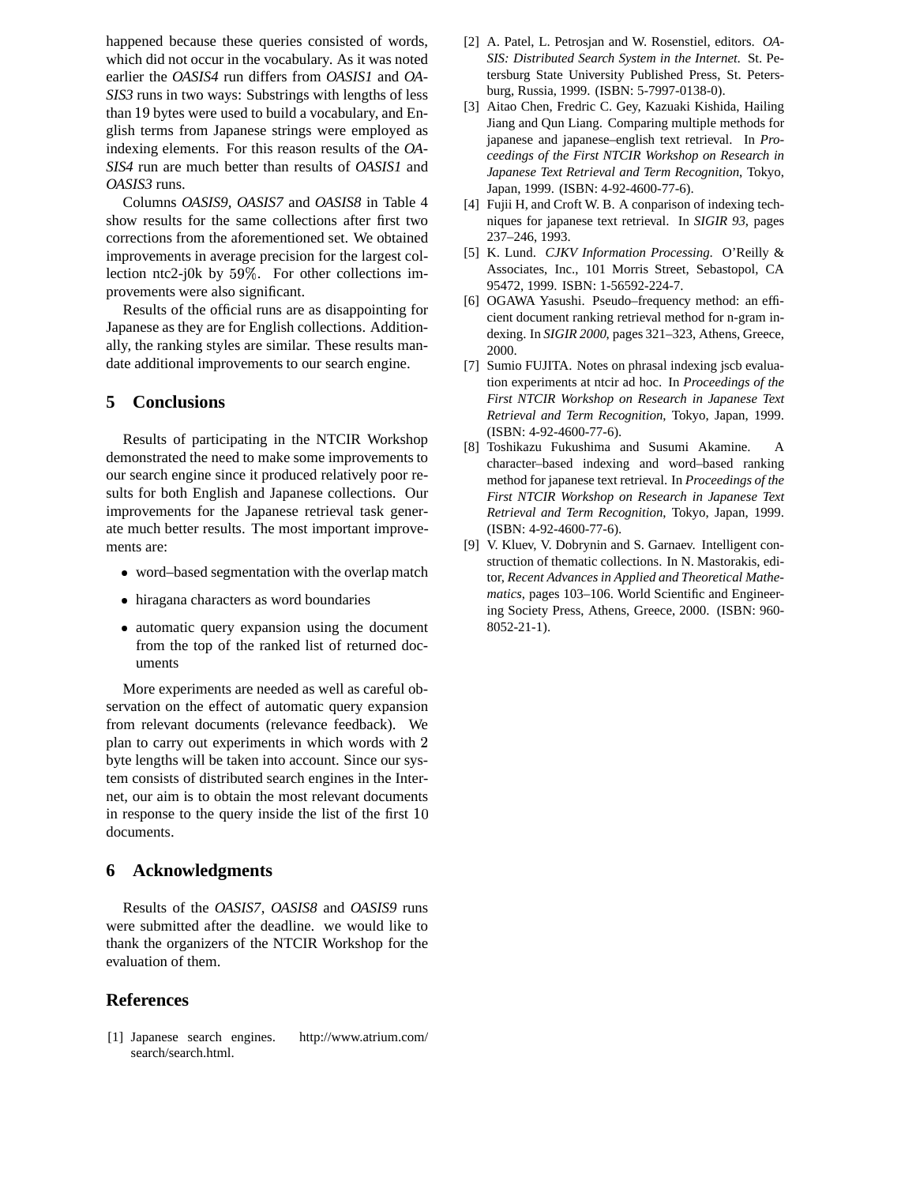happened because these queries consisted of words, which did not occur in the vocabulary. As it was noted earlier the *OASIS4* run differs from *OASIS1* and *OASIS3* runs in two ways: Substrings with lengths of less than 19 bytes were used to build a vocabulary, and English terms from Japanese strings were employed as indexing elements. For this reason results of the *OASIS4* run are much better than results of *OASIS1* and *OASIS3* runs.

Columns *OASIS9*, *OASIS7* and *OASIS8* in Table 4 show results for the same collections after first two corrections from the aforementioned set. We obtained improvements in average precision for the largest collection ntc2-j0k by 59%. For other collections improvements were also significant.

Results of the official runs are as disappointing for Japanese as they are for English collections. Additionally, the ranking styles are similar. These results mandate additional improvements to our search engine.

## 5 Conclusions

Results of participating in the NTCIR Workshop demonstrated the need to make some improvements to our search engine since it produced relatively poor results for both English and Japanese collections. Our improvements for the Japanese retrieval task generate much better results. The most important improvements are:

- word–based segmentation with the overlap match
- hiragana characters as word boundaries
- automatic query expansion using the document from the top of the ranked list of returned documents

More experiments are needed as well as careful observation on the effect of automatic query expansion from relevant documents (relevance feedback). We plan to carry out experiments in which words with 2 byte lengths will be taken into account. Since our system consists of distributed search engines in the Internet, our aim is to obtain the most relevant documents in response to the query inside the list of the first 10 documents.

## 6 Acknowledgments

Results of the *OASIS7*, *OASIS8* and *OASIS9* runs were submitted after the deadline. we would like to thank the organizers of the NTCIR Workshop for the evaluation of them.

## References

[1] Japanese search engines. http://www.atrium.com/search/search.html.

[2] A. Patel, L. Petrosjan and W. Rosenstiel, editors. *OASIS: Distributed Search System in the Internet.* St. Petersburg State University Published Press, St. Petersburg, Russia, 1999. (ISBN: 5-7997-0138-0).

[3] Aitao Chen, Fredric C. Gey, Kazuaki Kishida, Hailing Jiang and Qun Liang. Comparing multiple methods for japanese and japanese–english text retrieval. In *Proceedings of the First NTCIR Workshop on Research in Japanese Text Retrieval and Term Recognition*, Tokyo, Japan, 1999. (ISBN: 4-92-4600-77-6).

[4] Fujii H, and Croft W. B. A conparison of indexing techniques for japanese text retrieval. In *SIGIR 93*, pages 237–246, 1993.

[5] K. Lund. *CJKV Information Processing.* O'Reilly & Associates, Inc., 101 Morris Street, Sebastopol, CA 95472, 1999. ISBN: 1-56592-224-7.

[6] OGAWA Yasushi. Pseudo–frequency method: an efficient document ranking retrieval method for n-gram indexing. In *SIGIR 2000*, pages 321–323, Athens, Greece, 2000.

[7] Sumio FUJITA. Notes on phrasal indexing jscb evaluation experiments at ntcir ad hoc. In *Proceedings of the First NTCIR Workshop on Research in Japanese Text Retrieval and Term Recognition*, Tokyo, Japan, 1999. (ISBN: 4-92-4600-77-6).

[8] Toshikazu Fukushima and Susumi Akamine. A character–based indexing and word–based ranking method for japanese text retrieval. In *Proceedings of the First NTCIR Workshop on Research in Japanese Text Retrieval and Term Recognition*, Tokyo, Japan, 1999. (ISBN: 4-92-4600-77-6).

[9] V. Kluev, V. Dobrynin and S. Garnaev. Intelligent construction of thematic collections. In N. Mastorakis, editor, *Recent Advances in Applied and Theoretical Mathematics*, pages 103–106. World Scientific and Engineering Society Press, Athens, Greece, 2000. (ISBN: 960-8052-21-1).